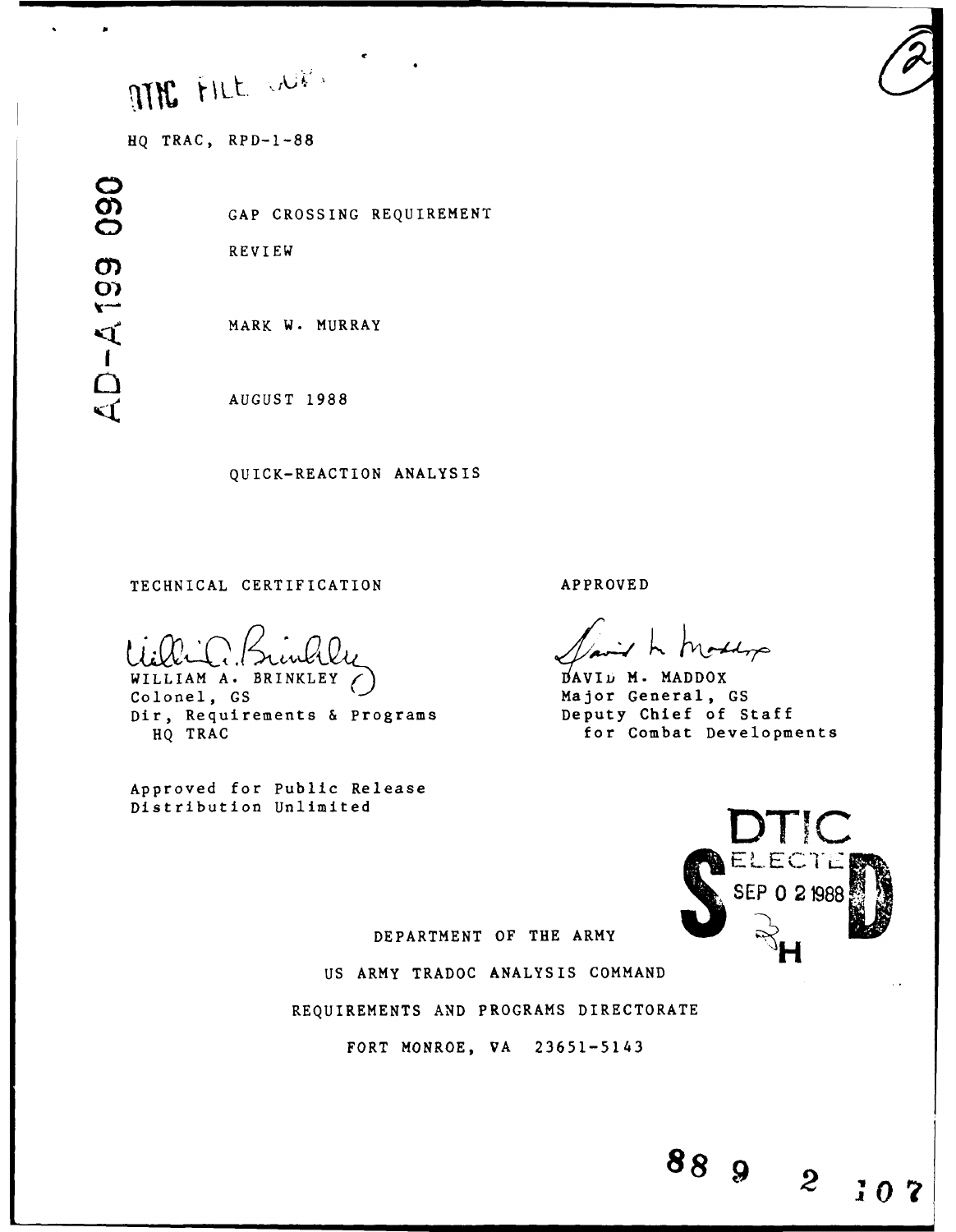DTIC FILE COPY

HQ TRAC, RPD-1-88

AD-A199 090

# GAP CROSSING REQUIREMENT REVIEW

MARK W. MURRAY

AUGUST 1988

QUICK-REACTION ANALYSIS

TECHNICAL CERTIFICATION

WILLIAM A. BRINKLEY
Colonel, GS
Dir, Requirements & Programs
HQ TRAC

APPROVED

DAVID M. MADDOX
Major General, GS
Deputy Chief of Staff
for Combat Developments

Approved for Public Release
Distribution Unlimited

DTIC ELECTE SEP 0 2 1988

DEPARTMENT OF THE ARMY

US ARMY TRADOC ANALYSIS COMMAND

REQUIREMENTS AND PROGRAMS DIRECTORATE

FORT MONROE, VA 23651-5143

88 9 2 107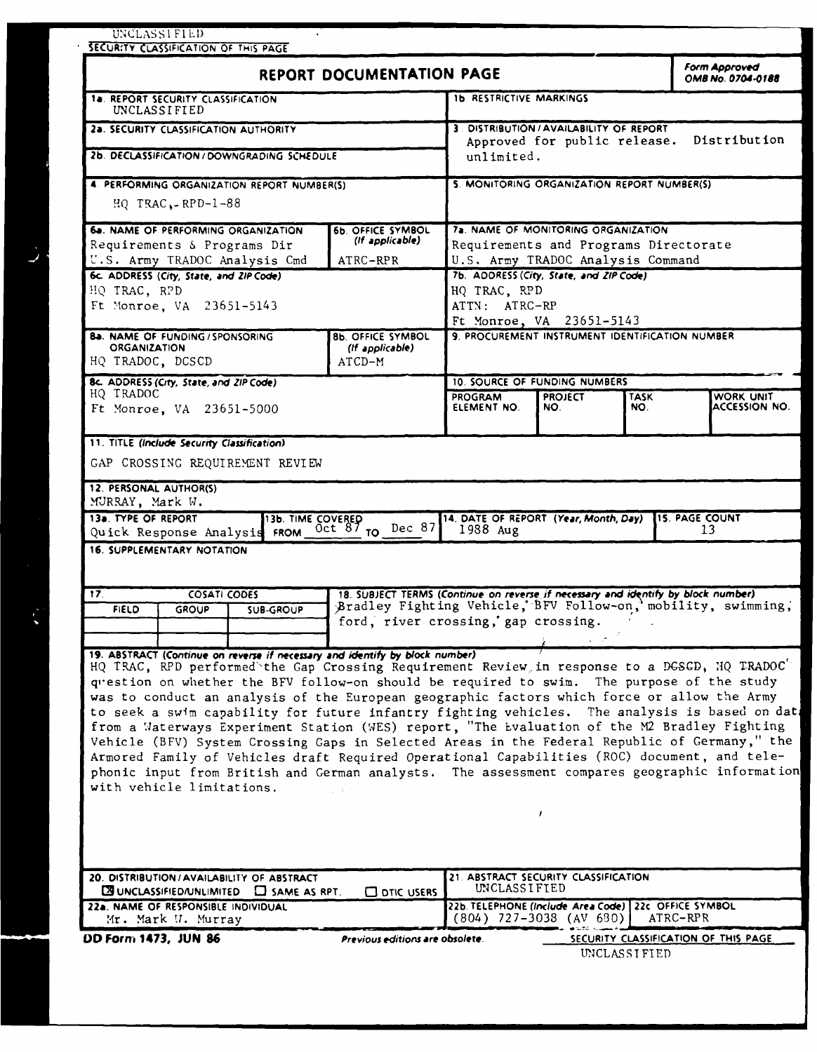UNCLASSIFIED

SECURITY CLASSIFICATION OF THIS PAGE

# REPORT DOCUMENTATION PAGE

Form Approved OMB No. 0704-0188

| | |
|---|---|
| 1a. REPORT SECURITY CLASSIFICATION UNCLASSIFIED | 1b. RESTRICTIVE MARKINGS |
| 2a. SECURITY CLASSIFICATION AUTHORITY | 3. DISTRIBUTION/AVAILABILITY OF REPORT Approved for public release. Distribution unlimited. |
| 2b. DECLASSIFICATION/DOWNGRADING SCHEDULE | |
| 4. PERFORMING ORGANIZATION REPORT NUMBER(S) HQ TRAC, RPD-1-88 | 5. MONITORING ORGANIZATION REPORT NUMBER(S) |
| 6a. NAME OF PERFORMING ORGANIZATION Requirements & Programs Dir U.S. Army TRADOC Analysis Cmd; 6b. OFFICE SYMBOL (If applicable) ATRC-RPR | 7a. NAME OF MONITORING ORGANIZATION Requirements and Programs Directorate U.S. Army TRADOC Analysis Command |
| 6c. ADDRESS (City, State, and ZIP Code) HQ TRAC, RPD Ft Monroe, VA 23651-5143 | 7b. ADDRESS (City, State, and ZIP Code) HQ TRAC, RPD ATTN: ATRC-RP Ft Monroe, VA 23651-5143 |
| 8a. NAME OF FUNDING/SPONSORING ORGANIZATION HQ TRADOC, DCSCD; 8b. OFFICE SYMBOL (If applicable) ATCD-M | 9. PROCUREMENT INSTRUMENT IDENTIFICATION NUMBER |
| 8c. ADDRESS (City, State, and ZIP Code) HQ TRADOC Ft Monroe, VA 23651-5000 | 10. SOURCE OF FUNDING NUMBERS: PROGRAM ELEMENT NO. / PROJECT NO. / TASK NO. / WORK UNIT ACCESSION NO. |

11. TITLE (Include Security Classification)

GAP CROSSING REQUIREMENT REVIEW

12. PERSONAL AUTHOR(S)

MURRAY, Mark W.

| 13a. TYPE OF REPORT | 13b. TIME COVERED | 14. DATE OF REPORT (Year, Month, Day) | 15. PAGE COUNT |
|---|---|---|---|
| Quick Response Analysis | FROM Oct 87 TO Dec 87 | 1988 Aug | 13 |

16. SUPPLEMENTARY NOTATION

| 17. COSATI CODES | | | 18. SUBJECT TERMS (Continue on reverse if necessary and identify by block number) |
|---|---|---|---|
| FIELD | GROUP | SUB-GROUP | Bradley Fighting Vehicle, BFV Follow-on, mobility, swimming, ford, river crossing, gap crossing. |

19. ABSTRACT (Continue on reverse if necessary and identify by block number)

HQ TRAC, RPD performed the Gap Crossing Requirement Review in response to a DCSCD, HQ TRADOC question on whether the BFV follow-on should be required to swim. The purpose of the study was to conduct an analysis of the European geographic factors which force or allow the Army to seek a swim capability for future infantry fighting vehicles. The analysis is based on data from a Waterways Experiment Station (WES) report, "The Evaluation of the M2 Bradley Fighting Vehicle (BFV) System Crossing Gaps in Selected Areas in the Federal Republic of Germany," the Armored Family of Vehicles draft Required Operational Capabilities (ROC) document, and telephonic input from British and German analysts. The assessment compares geographic information with vehicle limitations.

| | |
|---|---|
| 20. DISTRIBUTION/AVAILABILITY OF ABSTRACT ☒ UNCLASSIFIED/UNLIMITED ☐ SAME AS RPT. ☐ DTIC USERS | 21. ABSTRACT SECURITY CLASSIFICATION UNCLASSIFIED |
| 22a. NAME OF RESPONSIBLE INDIVIDUAL Mr. Mark W. Murray | 22b. TELEPHONE (Include Area Code) (804) 727-3038 (AV 680); 22c. OFFICE SYMBOL ATRC-RPR |

DD Form 1473, JUN 86 — Previous editions are obsolete.

SECURITY CLASSIFICATION OF THIS PAGE

UNCLASSIFIED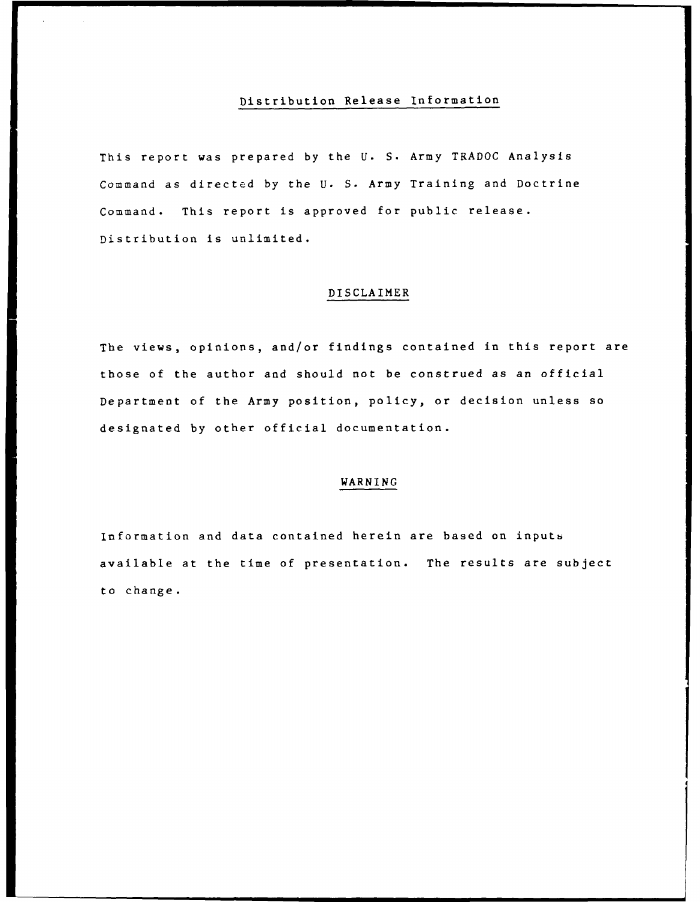## Distribution Release Information

This report was prepared by the U. S. Army TRADOC Analysis Command as directed by the U. S. Army Training and Doctrine Command. This report is approved for public release. Distribution is unlimited.

## DISCLAIMER

The views, opinions, and/or findings contained in this report are those of the author and should not be construed as an official Department of the Army position, policy, or decision unless so designated by other official documentation.

## WARNING

Information and data contained herein are based on inputs available at the time of presentation. The results are subject to change.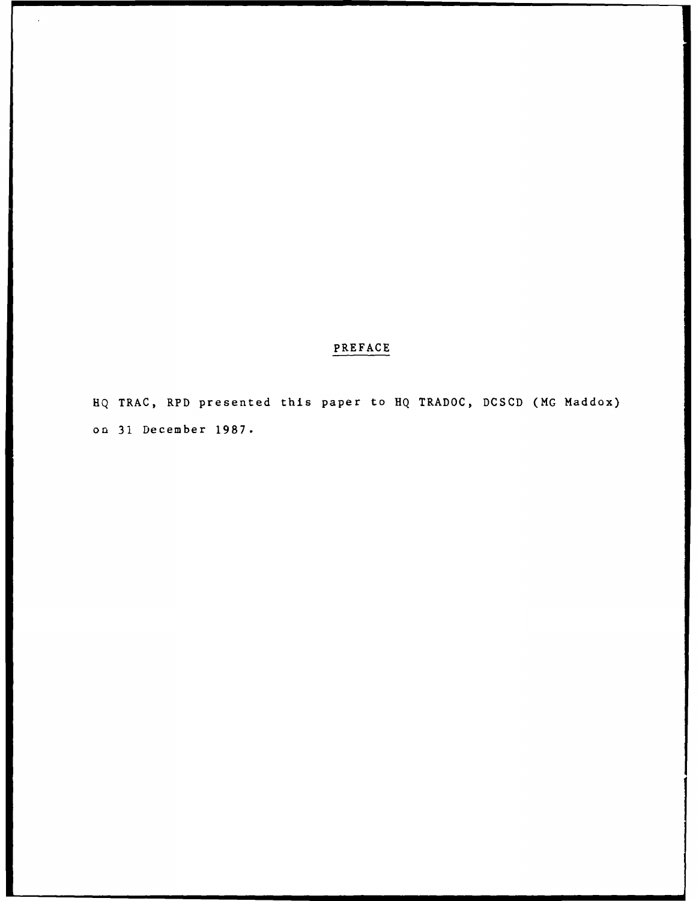## PREFACE

HQ TRAC, RPD presented this paper to HQ TRADOC, DCSCD (MG Maddox) on 31 December 1987.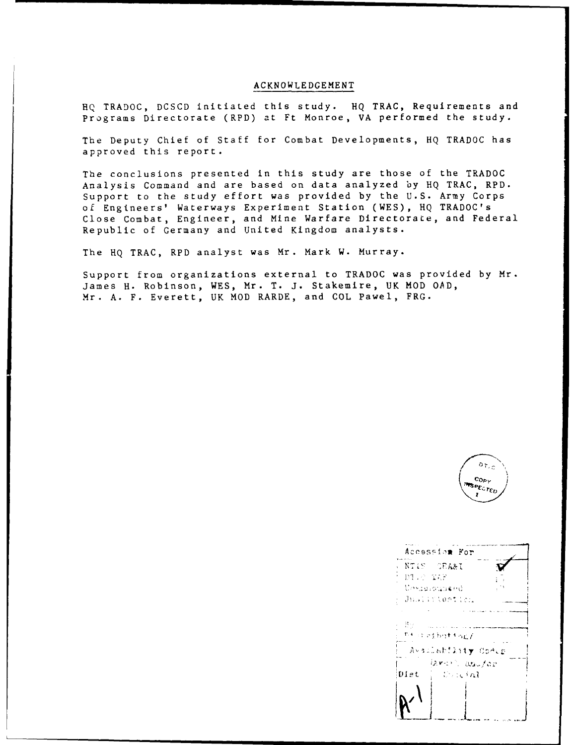# ACKNOWLEDGEMENT

HQ TRADOC, DCSCD initiated this study. HQ TRAC, Requirements and Programs Directorate (RPD) at Ft Monroe, VA performed the study.

The Deputy Chief of Staff for Combat Developments, HQ TRADOC has approved this report.

The conclusions presented in this study are those of the TRADOC Analysis Command and are based on data analyzed by HQ TRAC, RPD. Support to the study effort was provided by the U.S. Army Corps of Engineers' Waterways Experiment Station (WES), HQ TRADOC's Close Combat, Engineer, and Mine Warfare Directorate, and Federal Republic of Germany and United Kingdom analysts.

The HQ TRAC, RPD analyst was Mr. Mark W. Murray.

Support from organizations external to TRADOC was provided by Mr. James H. Robinson, WES, Mr. T. J. Stakemire, UK MOD OAD, Mr. A. F. Everett, UK MOD RARDE, and COL Pawel, FRG.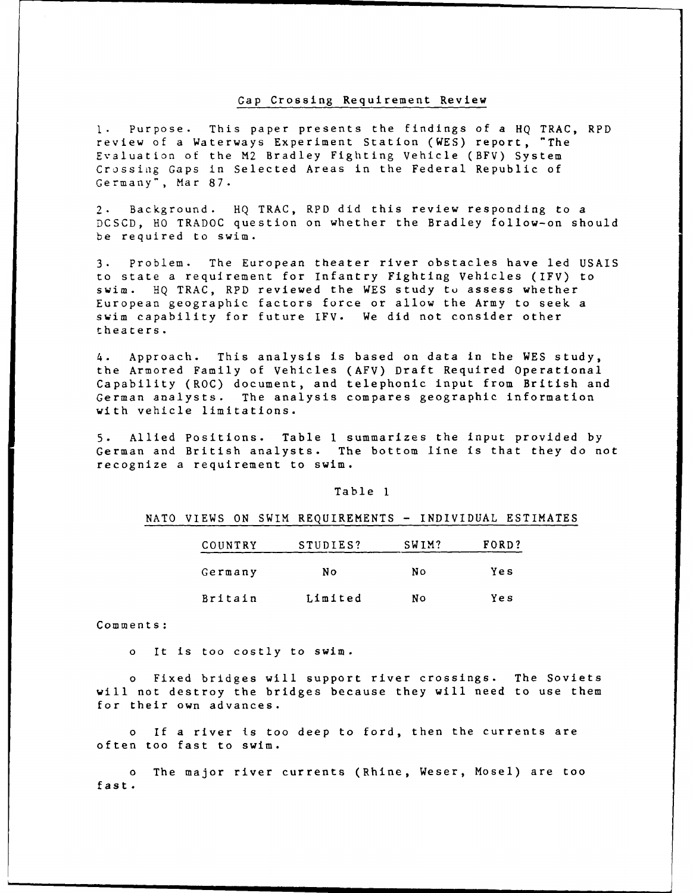## Gap Crossing Requirement Review

1. Purpose. This paper presents the findings of a HQ TRAC, RPD review of a Waterways Experiment Station (WES) report, "The Evaluation of the M2 Bradley Fighting Vehicle (BFV) System Crossing Gaps in Selected Areas in the Federal Republic of Germany", Mar 87.

2. Background. HQ TRAC, RPD did this review responding to a DCSCD, HQ TRADOC question on whether the Bradley follow-on should be required to swim.

3. Problem. The European theater river obstacles have led USAIS to state a requirement for Infantry Fighting Vehicles (IFV) to swim. HQ TRAC, RPD reviewed the WES study to assess whether European geographic factors force or allow the Army to seek a swim capability for future IFV. We did not consider other theaters.

4. Approach. This analysis is based on data in the WES study, the Armored Family of Vehicles (AFV) Draft Required Operational Capability (ROC) document, and telephonic input from British and German analysts. The analysis compares geographic information with vehicle limitations.

5. Allied Positions. Table 1 summarizes the input provided by German and British analysts. The bottom line is that they do not recognize a requirement to swim.

Table 1

NATO VIEWS ON SWIM REQUIREMENTS - INDIVIDUAL ESTIMATES

| COUNTRY | STUDIES? | SWIM? | FORD? |
|---|---|---|---|
| Germany | No | No | Yes |
| Britain | Limited | No | Yes |

Comments:

- It is too costly to swim.
- Fixed bridges will support river crossings. The Soviets will not destroy the bridges because they will need to use them for their own advances.
- If a river is too deep to ford, then the currents are often too fast to swim.
- The major river currents (Rhine, Weser, Mosel) are too fast.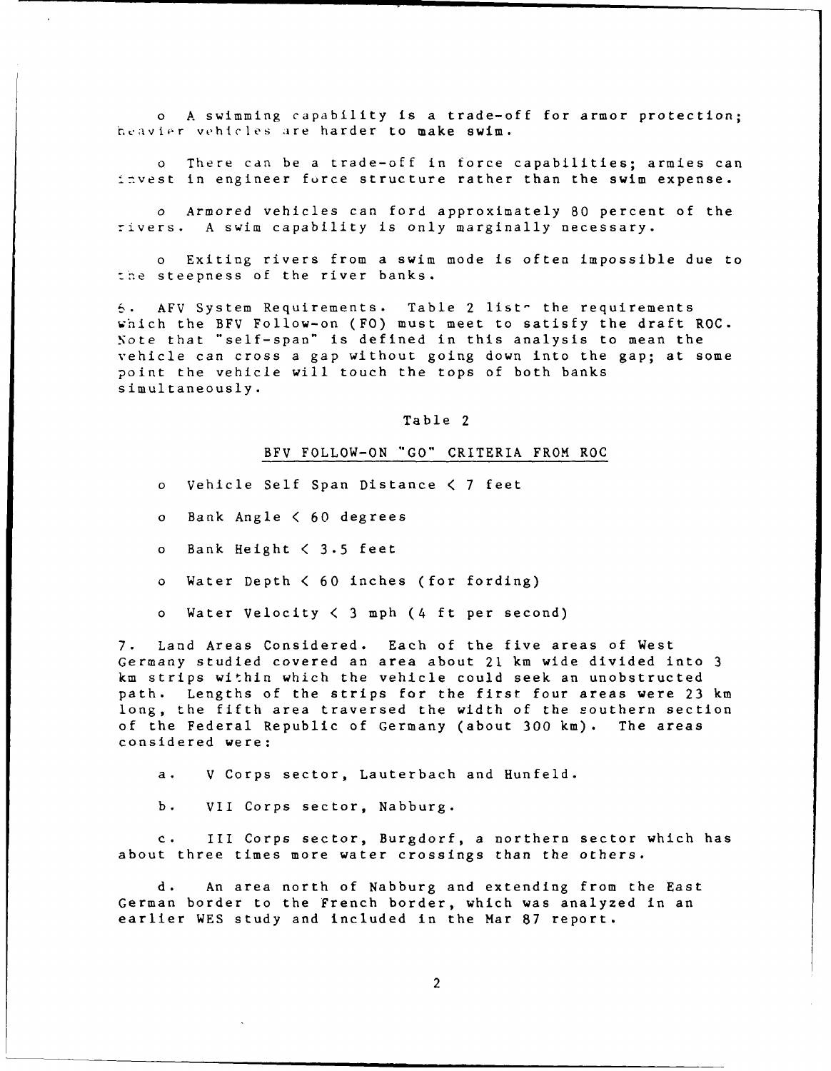- A swimming capability is a trade-off for armor protection; heavier vehicles are harder to make swim.

- There can be a trade-off in force capabilities; armies can invest in engineer force structure rather than the swim expense.

- Armored vehicles can ford approximately 80 percent of the rivers. A swim capability is only marginally necessary.

- Exiting rivers from a swim mode is often impossible due to the steepness of the river banks.

6. AFV System Requirements. Table 2 lists the requirements which the BFV Follow-on (FO) must meet to satisfy the draft ROC. Note that "self-span" is defined in this analysis to mean the vehicle can cross a gap without going down into the gap; at some point the vehicle will touch the tops of both banks simultaneously.

Table 2

BFV FOLLOW-ON "GO" CRITERIA FROM ROC

- Vehicle Self Span Distance < 7 feet
- Bank Angle < 60 degrees
- Bank Height < 3.5 feet
- Water Depth < 60 inches (for fording)
- Water Velocity < 3 mph (4 ft per second)

7. Land Areas Considered. Each of the five areas of West Germany studied covered an area about 21 km wide divided into 3 km strips within which the vehicle could seek an unobstructed path. Lengths of the strips for the first four areas were 23 km long, the fifth area traversed the width of the southern section of the Federal Republic of Germany (about 300 km). The areas considered were:

a. V Corps sector, Lauterbach and Hunfeld.

b. VII Corps sector, Nabburg.

c. III Corps sector, Burgdorf, a northern sector which has about three times more water crossings than the others.

d. An area north of Nabburg and extending from the East German border to the French border, which was analyzed in an earlier WES study and included in the Mar 87 report.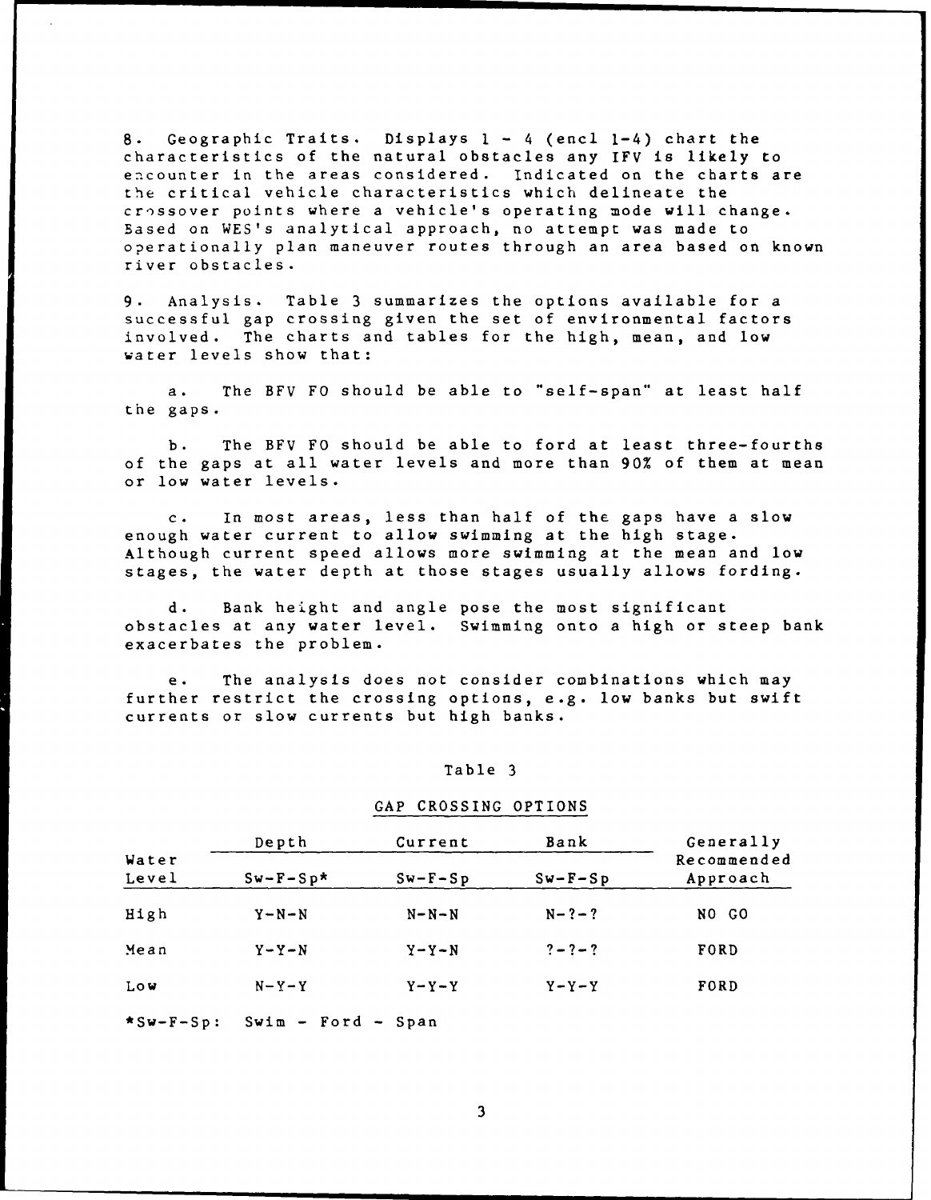8. Geographic Traits. Displays 1 - 4 (encl 1-4) chart the characteristics of the natural obstacles any IFV is likely to encounter in the areas considered. Indicated on the charts are the critical vehicle characteristics which delineate the crossover points where a vehicle's operating mode will change. Based on WES's analytical approach, no attempt was made to operationally plan maneuver routes through an area based on known river obstacles.

9. Analysis. Table 3 summarizes the options available for a successful gap crossing given the set of environmental factors involved. The charts and tables for the high, mean, and low water levels show that:

a. The BFV FO should be able to "self-span" at least half the gaps.

b. The BFV FO should be able to ford at least three-fourths of the gaps at all water levels and more than 90% of them at mean or low water levels.

c. In most areas, less than half of the gaps have a slow enough water current to allow swimming at the high stage. Although current speed allows more swimming at the mean and low stages, the water depth at those stages usually allows fording.

d. Bank height and angle pose the most significant obstacles at any water level. Swimming onto a high or steep bank exacerbates the problem.

e. The analysis does not consider combinations which may further restrict the crossing options, e.g. low banks but swift currents or slow currents but high banks.

Table 3

GAP CROSSING OPTIONS

| Water Level | Depth Sw-F-Sp* | Current Sw-F-Sp | Bank Sw-F-Sp | Generally Recommended Approach |
|---|---|---|---|---|
| High | Y-N-N | N-N-N | N-?-? | NO GO |
| Mean | Y-Y-N | Y-Y-N | ?-?-? | FORD |
| Low | N-Y-Y | Y-Y-Y | Y-Y-Y | FORD |

*Sw-F-Sp: Swim - Ford - Span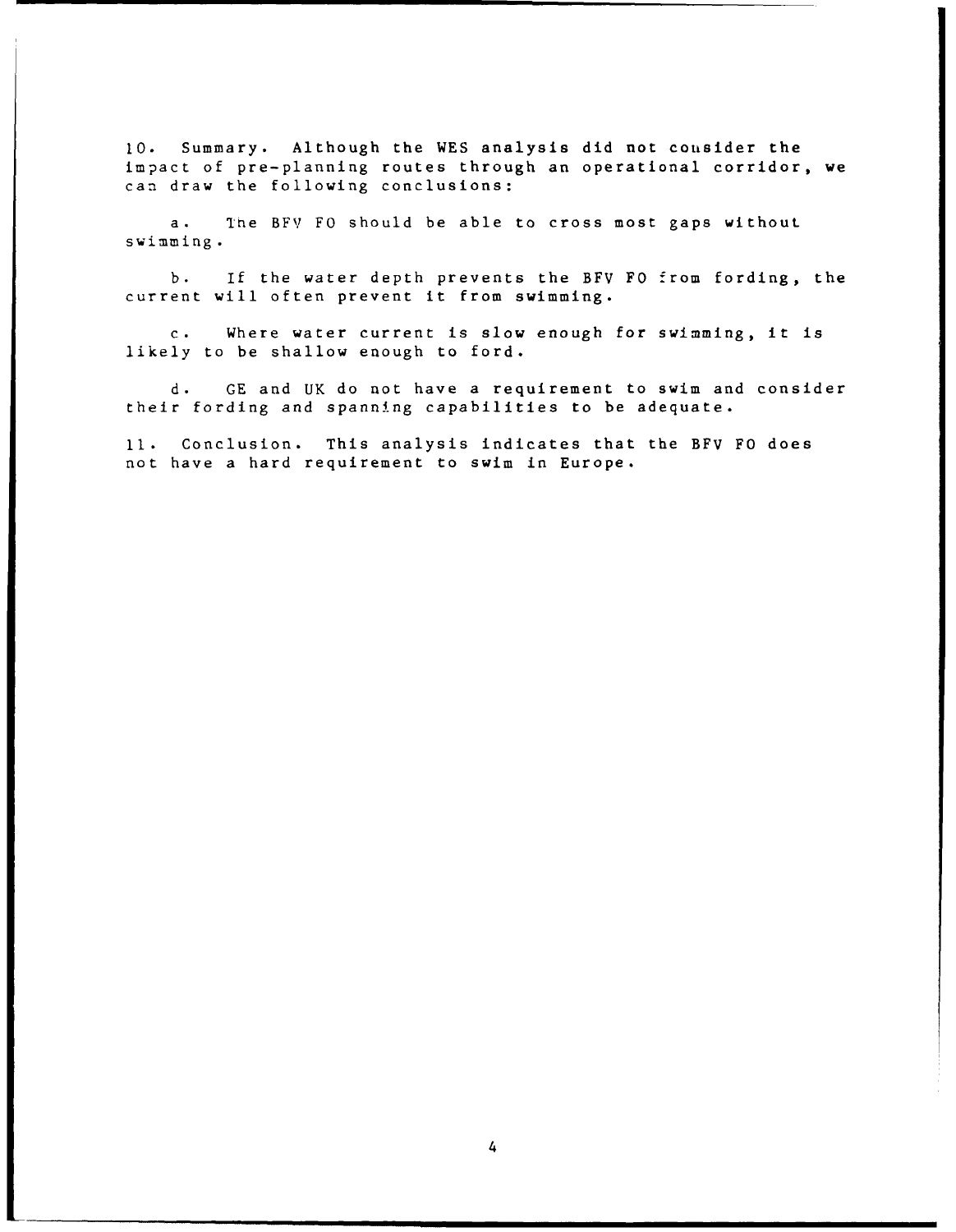10. Summary. Although the WES analysis did not consider the impact of pre-planning routes through an operational corridor, we can draw the following conclusions:

a. The BFV FO should be able to cross most gaps without swimming.

b. If the water depth prevents the BFV FO from fording, the current will often prevent it from swimming.

c. Where water current is slow enough for swimming, it is likely to be shallow enough to ford.

d. GE and UK do not have a requirement to swim and consider their fording and spanning capabilities to be adequate.

11. Conclusion. This analysis indicates that the BFV FO does not have a hard requirement to swim in Europe.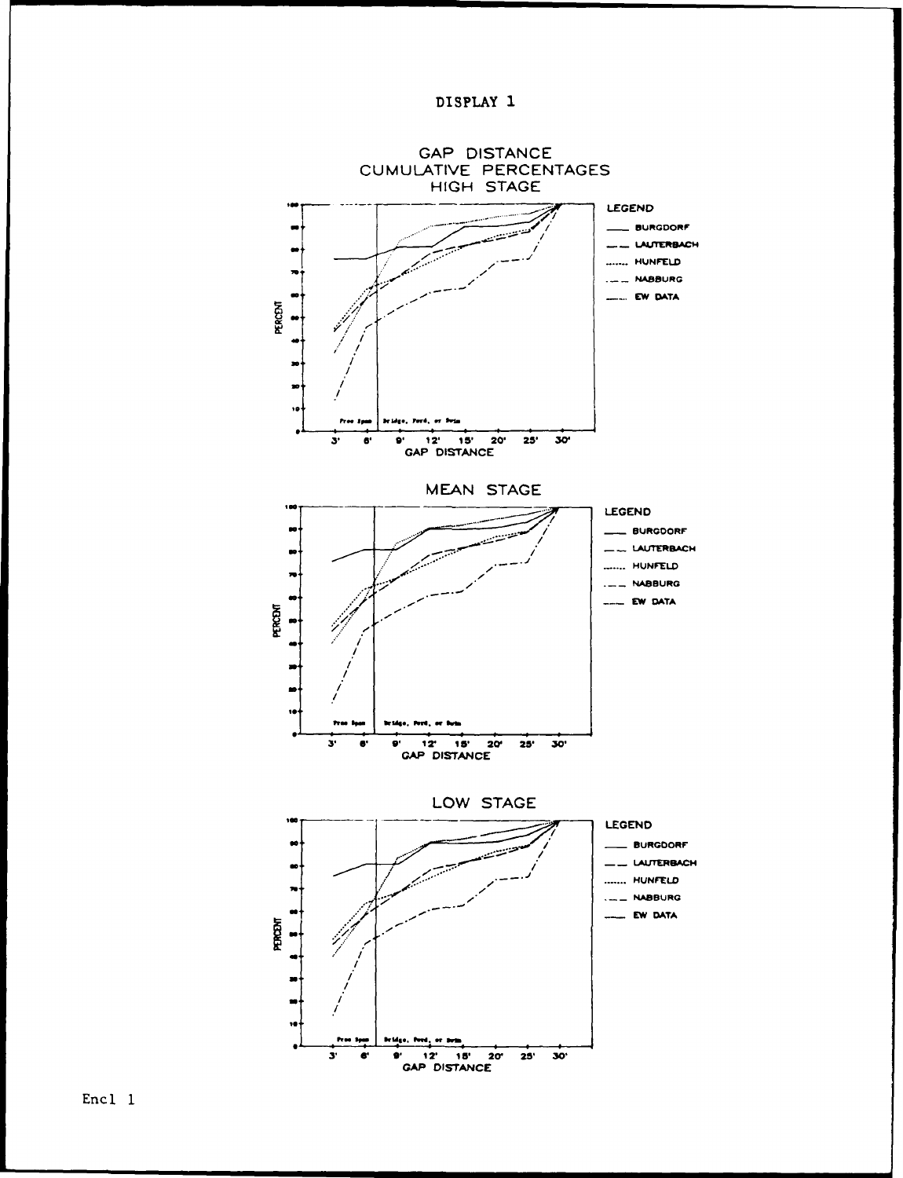DISPLAY 1

GAP DISTANCE
CUMULATIVE PERCENTAGES
HIGH STAGE

LEGEND
- BURGDORF
- LAUTERBACH
- HUNFELD
- NABBURG
- EW DATA

PERCENT

Free Span | Bridge, Ford, or Swim

3' 6' 9' 12' 15' 20' 25' 30'
GAP DISTANCE

MEAN STAGE

LEGEND
- BURGDORF
- LAUTERBACH
- HUNFELD
- NABBURG
- EW DATA

PERCENT

Free Span | Bridge, Ford, or Swim

3' 6' 9' 12' 15' 20' 25' 30'
GAP DISTANCE

LOW STAGE

LEGEND
- BURGDORF
- LAUTERBACH
- HUNFELD
- NABBURG
- EW DATA

PERCENT

Free Span | Bridge, Ford, or Swim

3' 6' 9' 12' 15' 20' 25' 30'
GAP DISTANCE

Encl 1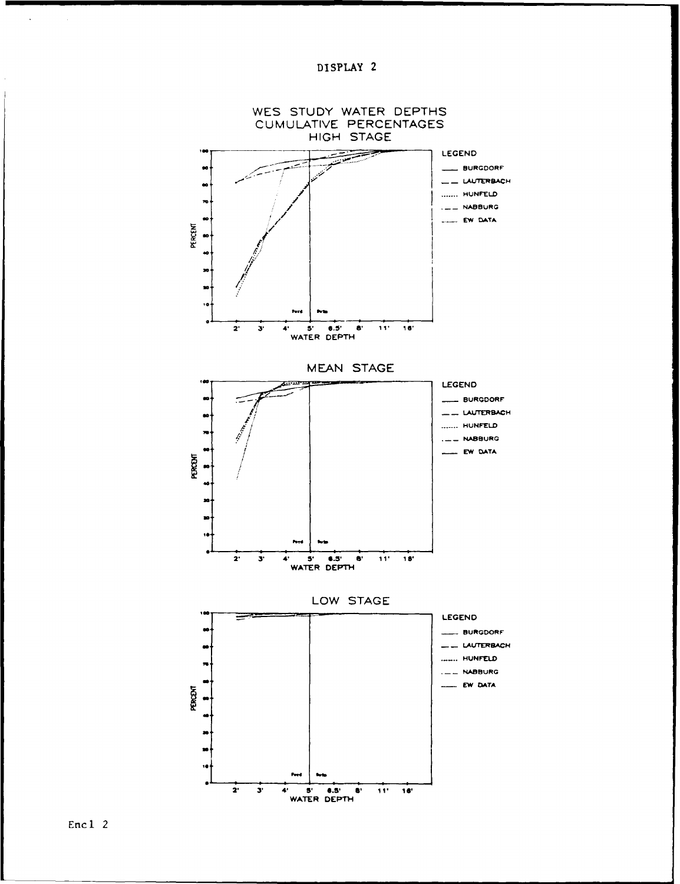DISPLAY 2

## WES STUDY WATER DEPTHS CUMULATIVE PERCENTAGES HIGH STAGE

LEGEND

- BURGDORF
- LAUTERBACH
- HUNFELD
- NABBURG
- EW DATA

PERCENT

Ford | Swim

2' 3' 4' 5' 6.5' 8' 11' 16'

WATER DEPTH

## MEAN STAGE

LEGEND

- BURGDORF
- LAUTERBACH
- HUNFELD
- NABBURG
- EW DATA

PERCENT

Ford | Swim

2' 3' 4' 5' 6.5' 8' 11' 16'

WATER DEPTH

## LOW STAGE

LEGEND

- BURGDORF
- LAUTERBACH
- HUNFELD
- NABBURG
- EW DATA

PERCENT

Ford | Swim

2' 3' 4' 5' 6.5' 8' 11' 16'

WATER DEPTH

Encl 2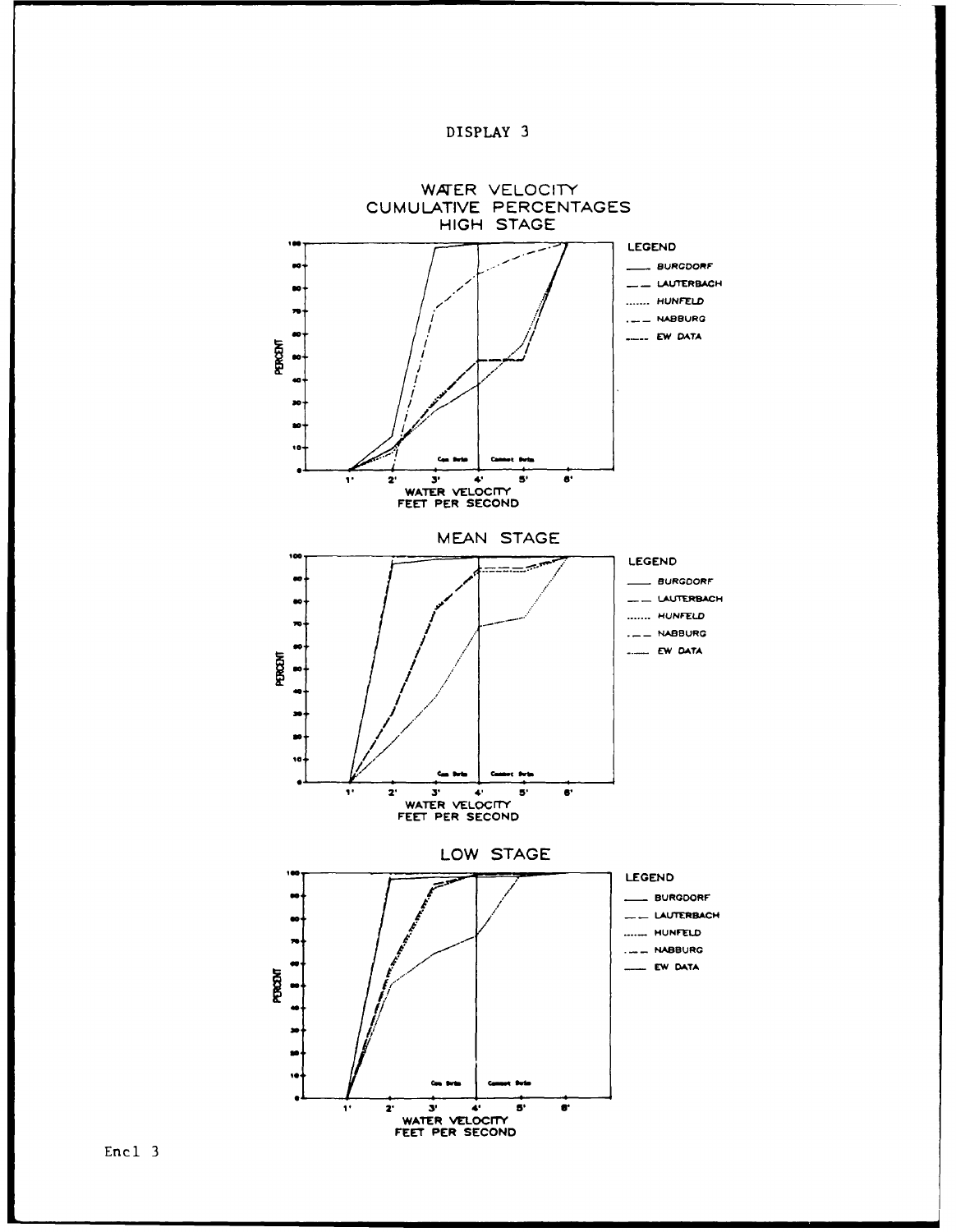DISPLAY 3

## WATER VELOCITY CUMULATIVE PERCENTAGES

### HIGH STAGE

LEGEND
- BURGDORF
- LAUTERBACH
- HUNFELD
- NABBURG
- EW DATA

PERCENT

Con Brdg | Combat Brdg

WATER VELOCITY
FEET PER SECOND

### MEAN STAGE

LEGEND
- BURGDORF
- LAUTERBACH
- HUNFELD
- NABBURG
- EW DATA

PERCENT

Con Brdg | Combat Brdg

WATER VELOCITY
FEET PER SECOND

### LOW STAGE

LEGEND
- BURGDORF
- LAUTERBACH
- HUNFELD
- NABBURG
- EW DATA

PERCENT

Con Brdg | Combat Brdg

WATER VELOCITY
FEET PER SECOND

Encl 3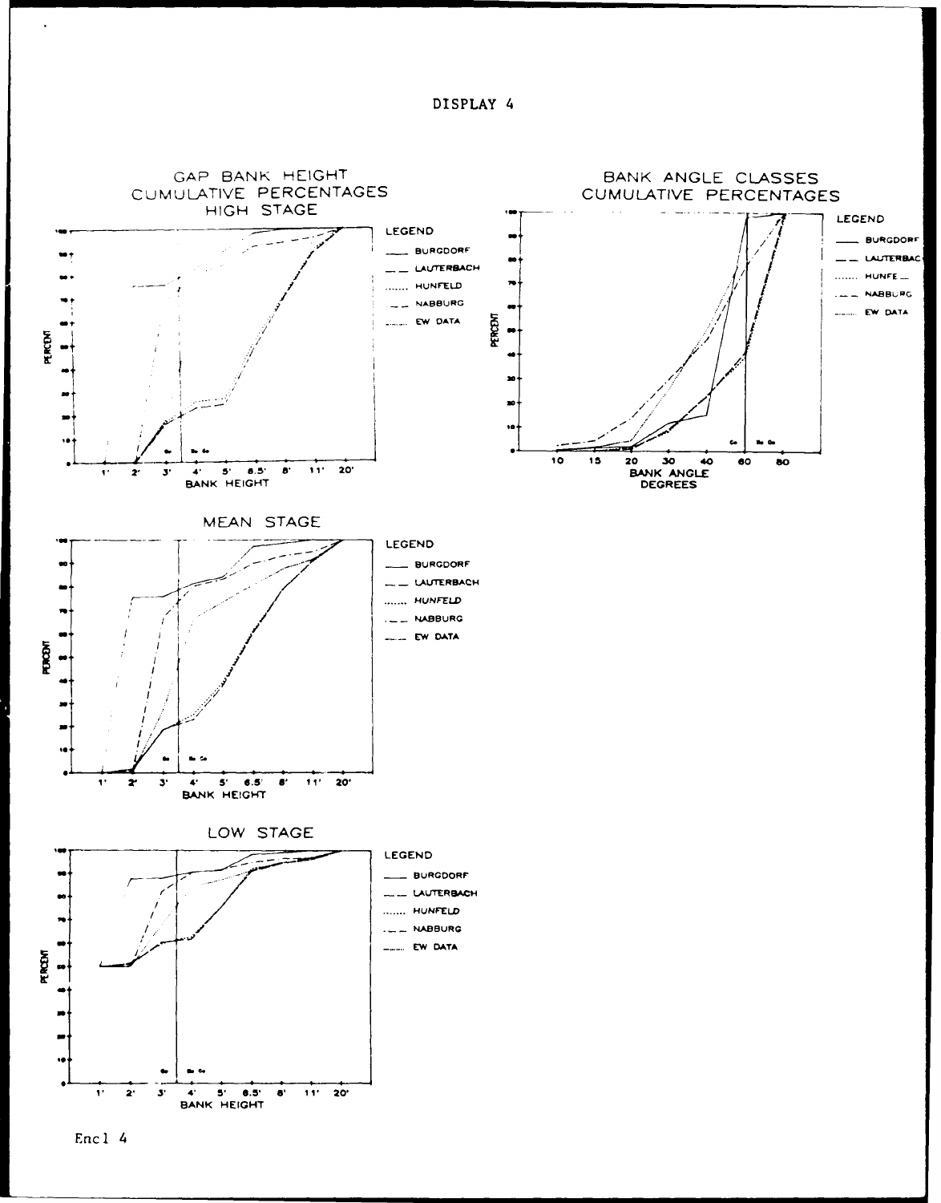# DISPLAY 4

## GAP BANK HEIGHT CUMULATIVE PERCENTAGES HIGH STAGE

LEGEND
- BURGDORF
- LAUTERBACH
- HUNFELD
- NABBURG
- EW DATA

PERCENT

BANK HEIGHT: 1' 2' 3' 4' 5' 6.5' 8' 11' 20'

## BANK ANGLE CLASSES CUMULATIVE PERCENTAGES

LEGEND
- BURGDORF
- LAUTERBAC
- HUNFE_
- NABBURG
- EW DATA

PERCENT

BANK ANGLE DEGREES: 10 15 20 30 40 60 80

## MEAN STAGE

LEGEND
- BURGDORF
- LAUTERBACH
- HUNFELD
- NABBURG
- EW DATA

PERCENT

BANK HEIGHT: 1' 2' 3' 4' 5' 6.5' 8' 11' 20'

## LOW STAGE

LEGEND
- BURGDORF
- LAUTERBACH
- HUNFELD
- NABBURG
- EW DATA

PERCENT

BANK HEIGHT: 1' 2' 3' 4' 5' 6.5' 8' 11' 20'

Encl 4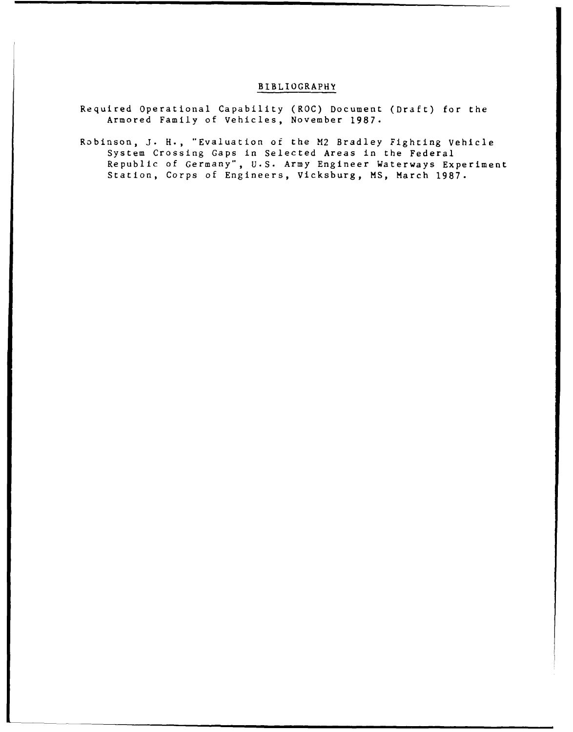## BIBLIOGRAPHY

Required Operational Capability (ROC) Document (Draft) for the Armored Family of Vehicles, November 1987.

Robinson, J. H., "Evaluation of the M2 Bradley Fighting Vehicle System Crossing Gaps in Selected Areas in the Federal Republic of Germany", U.S. Army Engineer Waterways Experiment Station, Corps of Engineers, Vicksburg, MS, March 1987.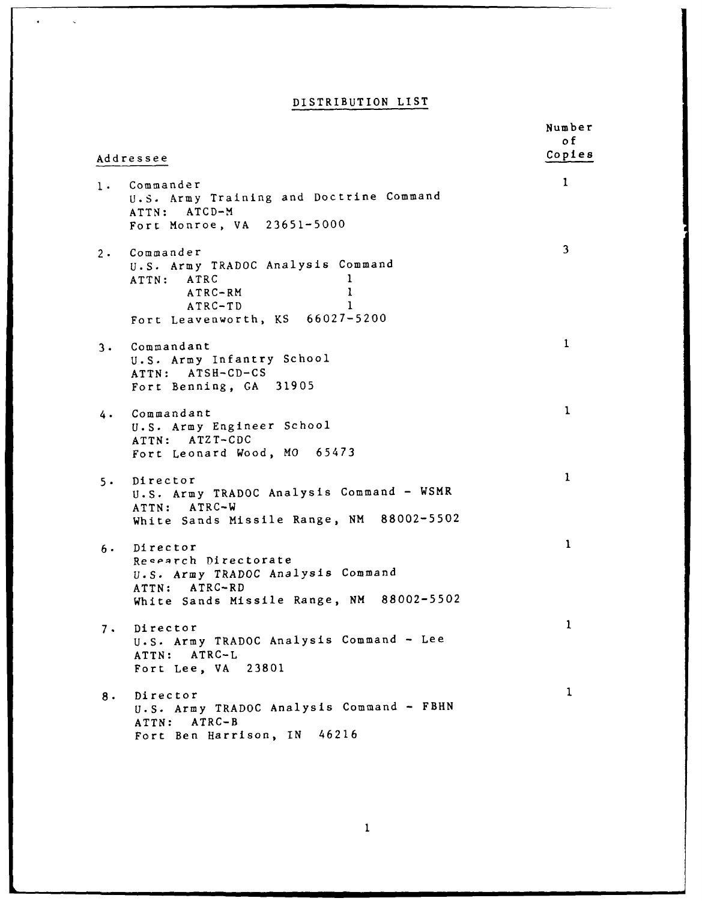# DISTRIBUTION LIST

| Addressee | Number of Copies |
| --- | --- |
| 1. Commander<br>U.S. Army Training and Doctrine Command<br>ATTN: ATCD-M<br>Fort Monroe, VA 23651-5000 | 1 |
| 2. Commander<br>U.S. Army TRADOC Analysis Command<br>ATTN: ATRC 1<br>ATRC-RM 1<br>ATRC-TD 1<br>Fort Leavenworth, KS 66027-5200 | 3 |
| 3. Commandant<br>U.S. Army Infantry School<br>ATTN: ATSH-CD-CS<br>Fort Benning, GA 31905 | 1 |
| 4. Commandant<br>U.S. Army Engineer School<br>ATTN: ATZT-CDC<br>Fort Leonard Wood, MO 65473 | 1 |
| 5. Director<br>U.S. Army TRADOC Analysis Command - WSMR<br>ATTN: ATRC-W<br>White Sands Missile Range, NM 88002-5502 | 1 |
| 6. Director<br>Research Directorate<br>U.S. Army TRADOC Analysis Command<br>ATTN: ATRC-RD<br>White Sands Missile Range, NM 88002-5502 | 1 |
| 7. Director<br>U.S. Army TRADOC Analysis Command - Lee<br>ATTN: ATRC-L<br>Fort Lee, VA 23801 | 1 |
| 8. Director<br>U.S. Army TRADOC Analysis Command - FBHN<br>ATTN: ATRC-B<br>Fort Ben Harrison, IN 46216 | 1 |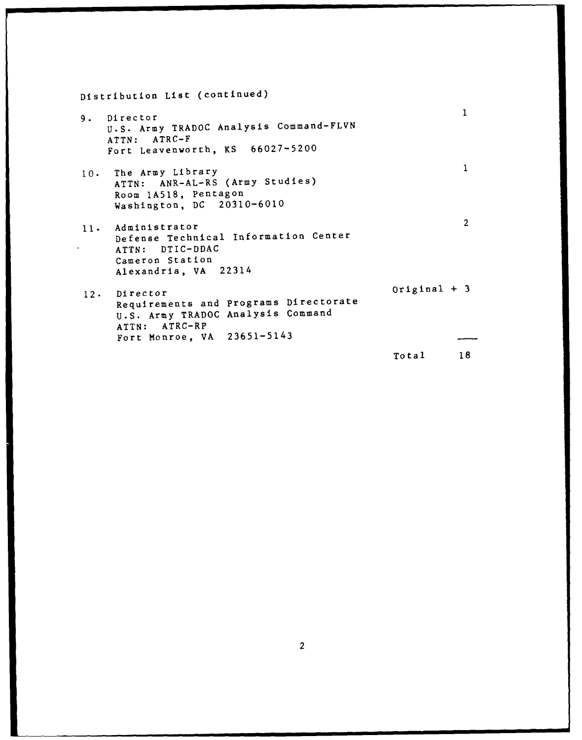Distribution List (continued)

| | | |
|---|---|---|
| 9. | Director<br>U.S. Army TRADOC Analysis Command-FLVN<br>ATTN: ATRC-F<br>Fort Leavenworth, KS 66027-5200 | 1 |
| 10. | The Army Library<br>ATTN: ANR-AL-RS (Army Studies)<br>Room 1A518, Pentagon<br>Washington, DC 20310-6010 | 1 |
| 11. | Administrator<br>Defense Technical Information Center<br>ATTN: DTIC-DDAC<br>Cameron Station<br>Alexandria, VA 22314 | 2 |
| 12. | Director<br>Requirements and Programs Directorate<br>U.S. Army TRADOC Analysis Command<br>ATTN: ATRC-RP<br>Fort Monroe, VA 23651-5143 | Original + 3 |
| | Total | 18 |